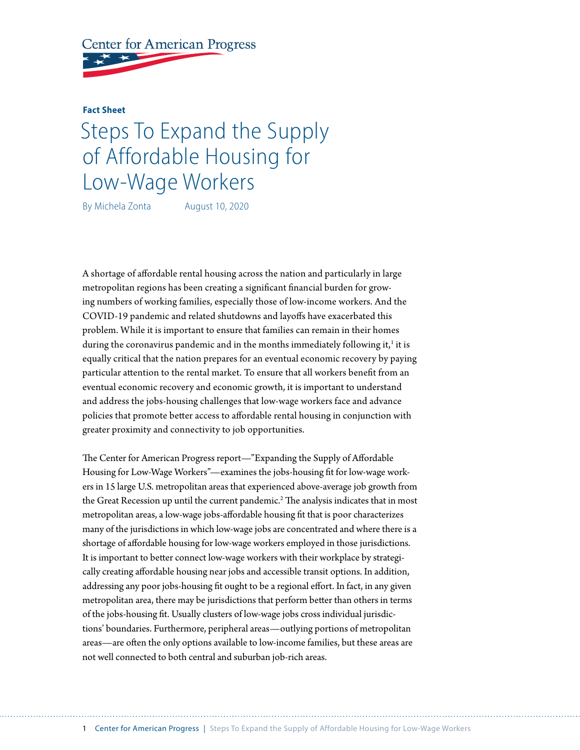Center for American Progress

**Fact Sheet**

# Steps To Expand the Supply of Affordable Housing for Low-Wage Workers

By Michela Zonta    August 10, 2020

A shortage of affordable rental housing across the nation and particularly in large metropolitan regions has been creating a significant financial burden for growing numbers of working families, especially those of low-income workers. And the COVID-19 pandemic and related shutdowns and layoffs have exacerbated this problem. While it is important to ensure that families can remain in their homes during the coronavirus pandemic and in the months immediately following it,[1] it is equally critical that the nation prepares for an eventual economic recovery by paying particular attention to the rental market. To ensure that all workers benefit from an eventual economic recovery and economic growth, it is important to understand and address the jobs-housing challenges that low-wage workers face and advance policies that promote better access to affordable rental housing in conjunction with greater proximity and connectivity to job opportunities.

The Center for American Progress report—"Expanding the Supply of Affordable Housing for Low-Wage Workers"—examines the jobs-housing fit for low-wage workers in 15 large U.S. metropolitan areas that experienced above-average job growth from the Great Recession up until the current pandemic.[2] The analysis indicates that in most metropolitan areas, a low-wage jobs-affordable housing fit that is poor characterizes many of the jurisdictions in which low-wage jobs are concentrated and where there is a shortage of affordable housing for low-wage workers employed in those jurisdictions. It is important to better connect low-wage workers with their workplace by strategically creating affordable housing near jobs and accessible transit options. In addition, addressing any poor jobs-housing fit ought to be a regional effort. In fact, in any given metropolitan area, there may be jurisdictions that perform better than others in terms of the jobs-housing fit. Usually clusters of low-wage jobs cross individual jurisdictions' boundaries. Furthermore, peripheral areas—outlying portions of metropolitan areas—are often the only options available to low-income families, but these areas are not well connected to both central and suburban job-rich areas.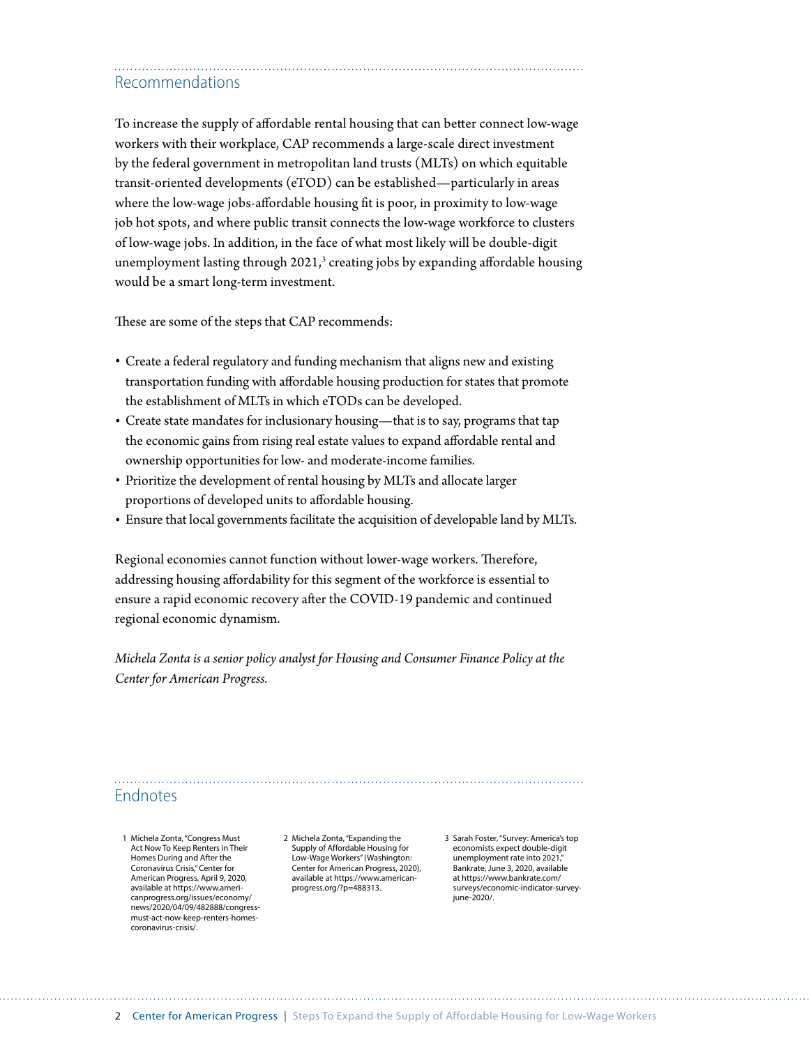## Recommendations

To increase the supply of affordable rental housing that can better connect low-wage workers with their workplace, CAP recommends a large-scale direct investment by the federal government in metropolitan land trusts (MLTs) on which equitable transit-oriented developments (eTOD) can be established—particularly in areas where the low-wage jobs-affordable housing fit is poor, in proximity to low-wage job hot spots, and where public transit connects the low-wage workforce to clusters of low-wage jobs. In addition, in the face of what most likely will be double-digit unemployment lasting through 2021,[3] creating jobs by expanding affordable housing would be a smart long-term investment.

These are some of the steps that CAP recommends:

- Create a federal regulatory and funding mechanism that aligns new and existing transportation funding with affordable housing production for states that promote the establishment of MLTs in which eTODs can be developed.
- Create state mandates for inclusionary housing—that is to say, programs that tap the economic gains from rising real estate values to expand affordable rental and ownership opportunities for low- and moderate-income families.
- Prioritize the development of rental housing by MLTs and allocate larger proportions of developed units to affordable housing.
- Ensure that local governments facilitate the acquisition of developable land by MLTs.

Regional economies cannot function without lower-wage workers. Therefore, addressing housing affordability for this segment of the workforce is essential to ensure a rapid economic recovery after the COVID-19 pandemic and continued regional economic dynamism.

*Michela Zonta is a senior policy analyst for Housing and Consumer Finance Policy at the Center for American Progress.*

## Endnotes

1. Michela Zonta, "Congress Must Act Now To Keep Renters in Their Homes During and After the Coronavirus Crisis," Center for American Progress, April 9, 2020, available at https://www.americanprogress.org/issues/economy/news/2020/04/09/482888/congress-must-act-now-keep-renters-homes-coronavirus-crisis/.
2. Michela Zonta, "Expanding the Supply of Affordable Housing for Low-Wage Workers" (Washington: Center for American Progress, 2020), available at https://www.american-progress.org/?p=488313.
3. Sarah Foster, "Survey: America's top economists expect double-digit unemployment rate into 2021," Bankrate, June 3, 2020, available at https://www.bankrate.com/surveys/economic-indicator-survey-june-2020/.